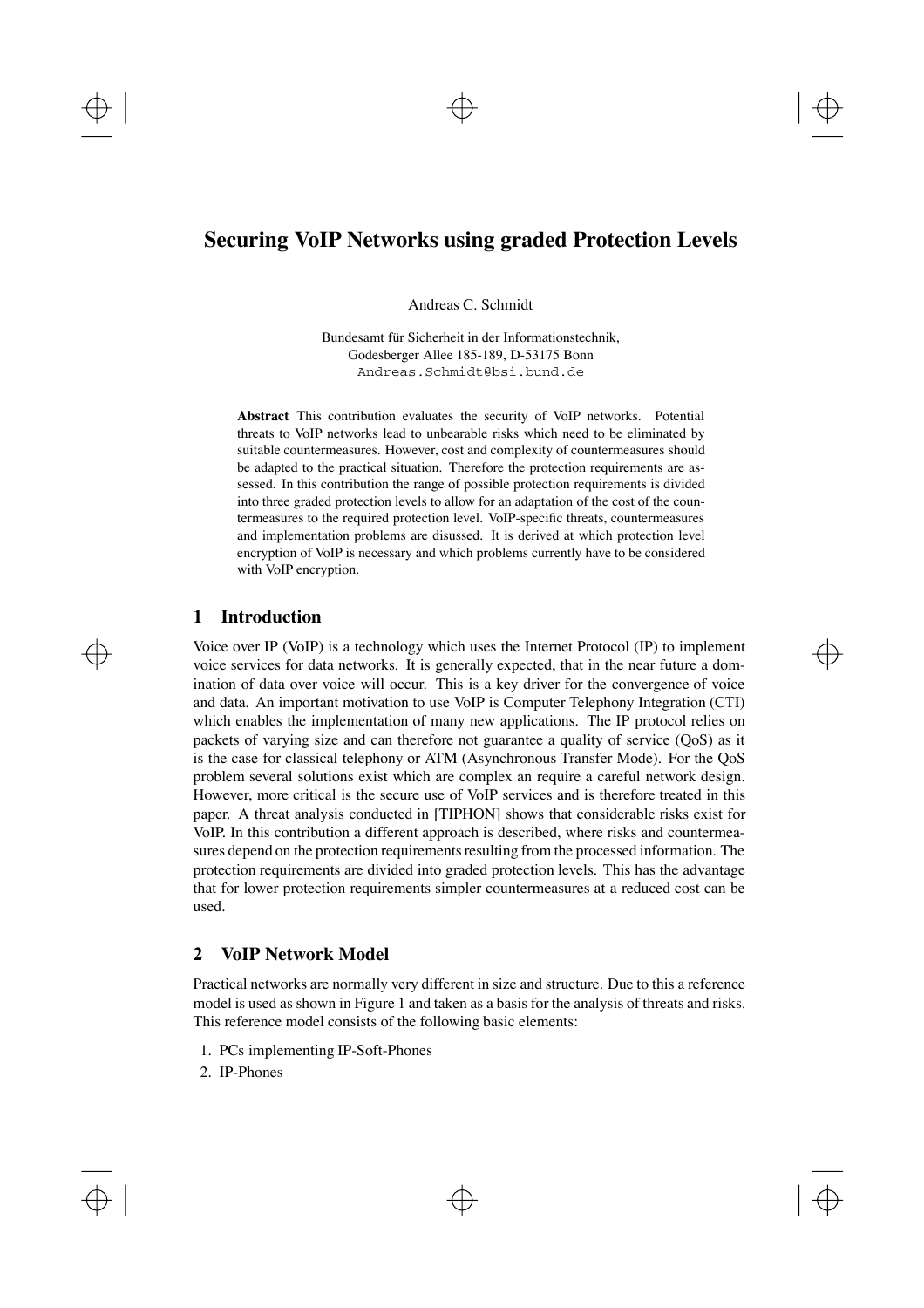# Securing VoIP Networks using graded Protection Levels

Andreas C. Schmidt

Bundesamt für Sicherheit in der Informationstechnik,
Godesberger Allee 185-189, D-53175 Bonn
Andreas.Schmidt@bsi.bund.de

**Abstract** This contribution evaluates the security of VoIP networks. Potential threats to VoIP networks lead to unbearable risks which need to be eliminated by suitable countermeasures. However, cost and complexity of countermeasures should be adapted to the practical situation. Therefore the protection requirements are assessed. In this contribution the range of possible protection requirements is divided into three graded protection levels to allow for an adaptation of the cost of the countermeasures to the required protection level. VoIP-specific threats, countermeasures and implementation problems are disussed. It is derived at which protection level encryption of VoIP is necessary and which problems currently have to be considered with VoIP encryption.

## 1 Introduction

Voice over IP (VoIP) is a technology which uses the Internet Protocol (IP) to implement voice services for data networks. It is generally expected, that in the near future a domination of data over voice will occur. This is a key driver for the convergence of voice and data. An important motivation to use VoIP is Computer Telephony Integration (CTI) which enables the implementation of many new applications. The IP protocol relies on packets of varying size and can therefore not guarantee a quality of service (QoS) as it is the case for classical telephony or ATM (Asynchronous Transfer Mode). For the QoS problem several solutions exist which are complex an require a careful network design. However, more critical is the secure use of VoIP services and is therefore treated in this paper. A threat analysis conducted in [TIPHON] shows that considerable risks exist for VoIP. In this contribution a different approach is described, where risks and countermeasures depend on the protection requirements resulting from the processed information. The protection requirements are divided into graded protection levels. This has the advantage that for lower protection requirements simpler countermeasures at a reduced cost can be used.

## 2 VoIP Network Model

Practical networks are normally very different in size and structure. Due to this a reference model is used as shown in Figure 1 and taken as a basis for the analysis of threats and risks. This reference model consists of the following basic elements:

1. PCs implementing IP-Soft-Phones
2. IP-Phones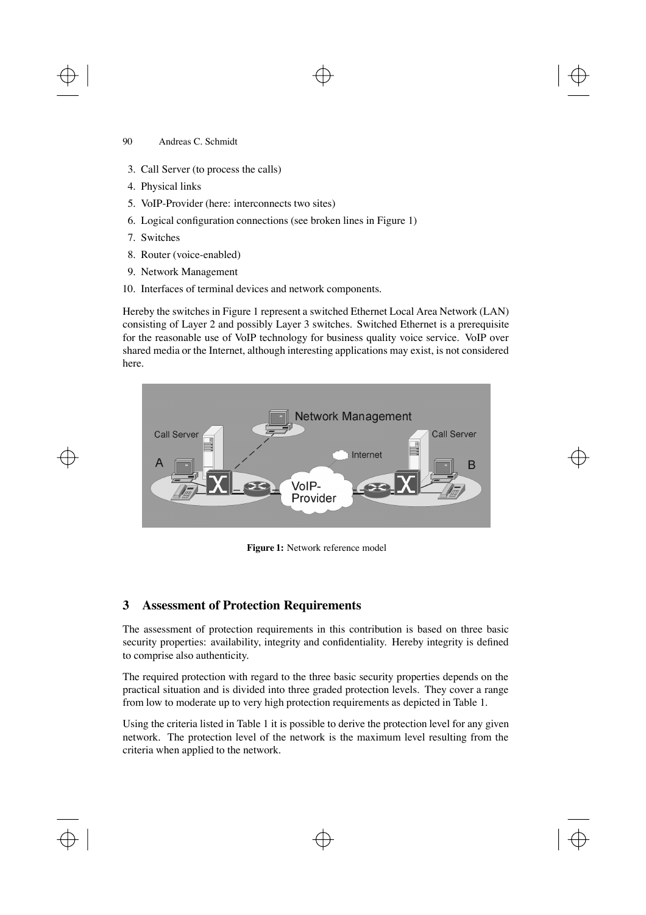3. Call Server (to process the calls)
4. Physical links
5. VoIP-Provider (here: interconnects two sites)
6. Logical configuration connections (see broken lines in Figure 1)
7. Switches
8. Router (voice-enabled)
9. Network Management
10. Interfaces of terminal devices and network components.

Hereby the switches in Figure 1 represent a switched Ethernet Local Area Network (LAN) consisting of Layer 2 and possibly Layer 3 switches. Switched Ethernet is a prerequisite for the reasonable use of VoIP technology for business quality voice service. VoIP over shared media or the Internet, although interesting applications may exist, is not considered here.

**Figure 1:** Network reference model

## 3 Assessment of Protection Requirements

The assessment of protection requirements in this contribution is based on three basic security properties: availability, integrity and confidentiality. Hereby integrity is defined to comprise also authenticity.

The required protection with regard to the three basic security properties depends on the practical situation and is divided into three graded protection levels. They cover a range from low to moderate up to very high protection requirements as depicted in Table 1.

Using the criteria listed in Table 1 it is possible to derive the protection level for any given network. The protection level of the network is the maximum level resulting from the criteria when applied to the network.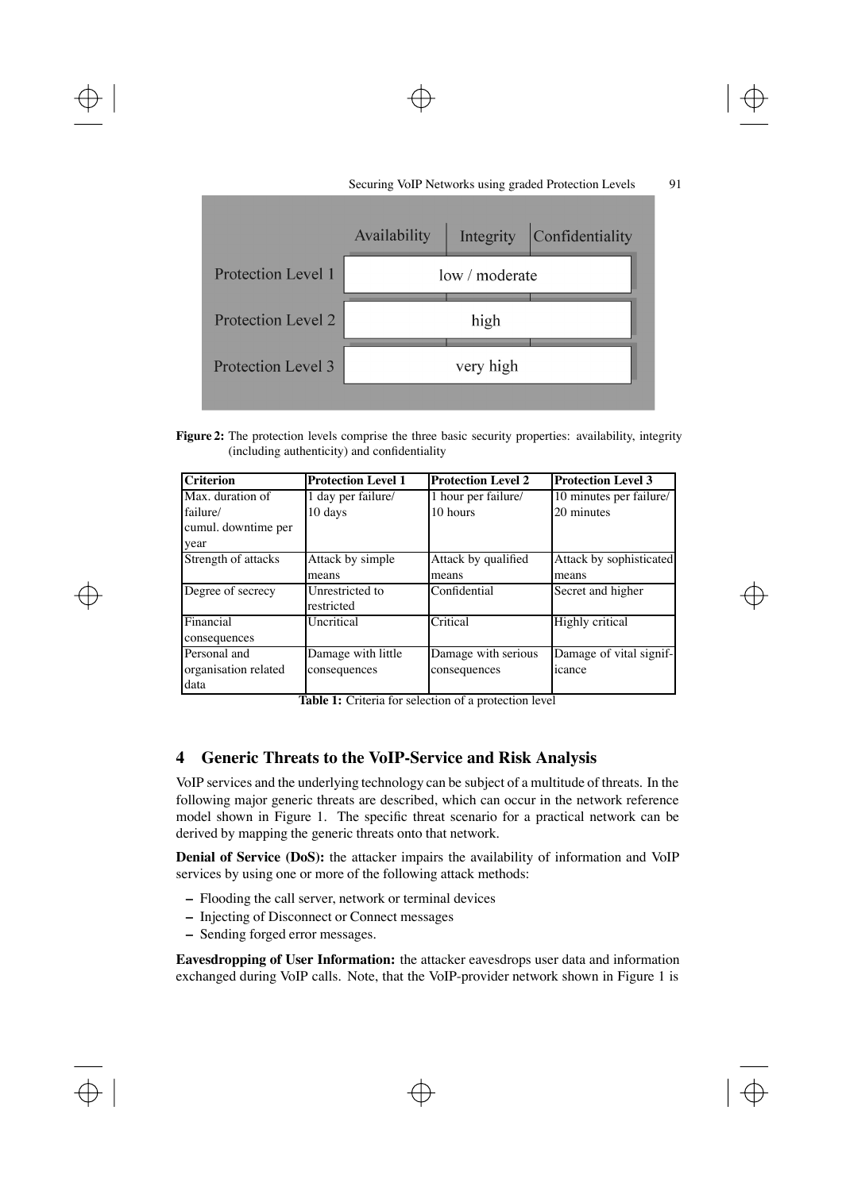| | Availability | Integrity | Confidentiality |
|---|---|---|---|
| Protection Level 1 | low / moderate | | |
| Protection Level 2 | high | | |
| Protection Level 3 | very high | | |

**Figure 2:** The protection levels comprise the three basic security properties: availability, integrity (including authenticity) and confidentiality

| Criterion | Protection Level 1 | Protection Level 2 | Protection Level 3 |
|---|---|---|---|
| Max. duration of failure/ cumul. downtime per year | 1 day per failure/ 10 days | 1 hour per failure/ 10 hours | 10 minutes per failure/ 20 minutes |
| Strength of attacks | Attack by simple means | Attack by qualified means | Attack by sophisticated means |
| Degree of secrecy | Unrestricted to restricted | Confidential | Secret and higher |
| Financial consequences | Uncritical | Critical | Highly critical |
| Personal and organisation related data | Damage with little consequences | Damage with serious consequences | Damage of vital significance |

**Table 1:** Criteria for selection of a protection level

## 4 Generic Threats to the VoIP-Service and Risk Analysis

VoIP services and the underlying technology can be subject of a multitude of threats. In the following major generic threats are described, which can occur in the network reference model shown in Figure 1. The specific threat scenario for a practical network can be derived by mapping the generic threats onto that network.

**Denial of Service (DoS):** the attacker impairs the availability of information and VoIP services by using one or more of the following attack methods:

- Flooding the call server, network or terminal devices
- Injecting of Disconnect or Connect messages
- Sending forged error messages.

**Eavesdropping of User Information:** the attacker eavesdrops user data and information exchanged during VoIP calls. Note, that the VoIP-provider network shown in Figure 1 is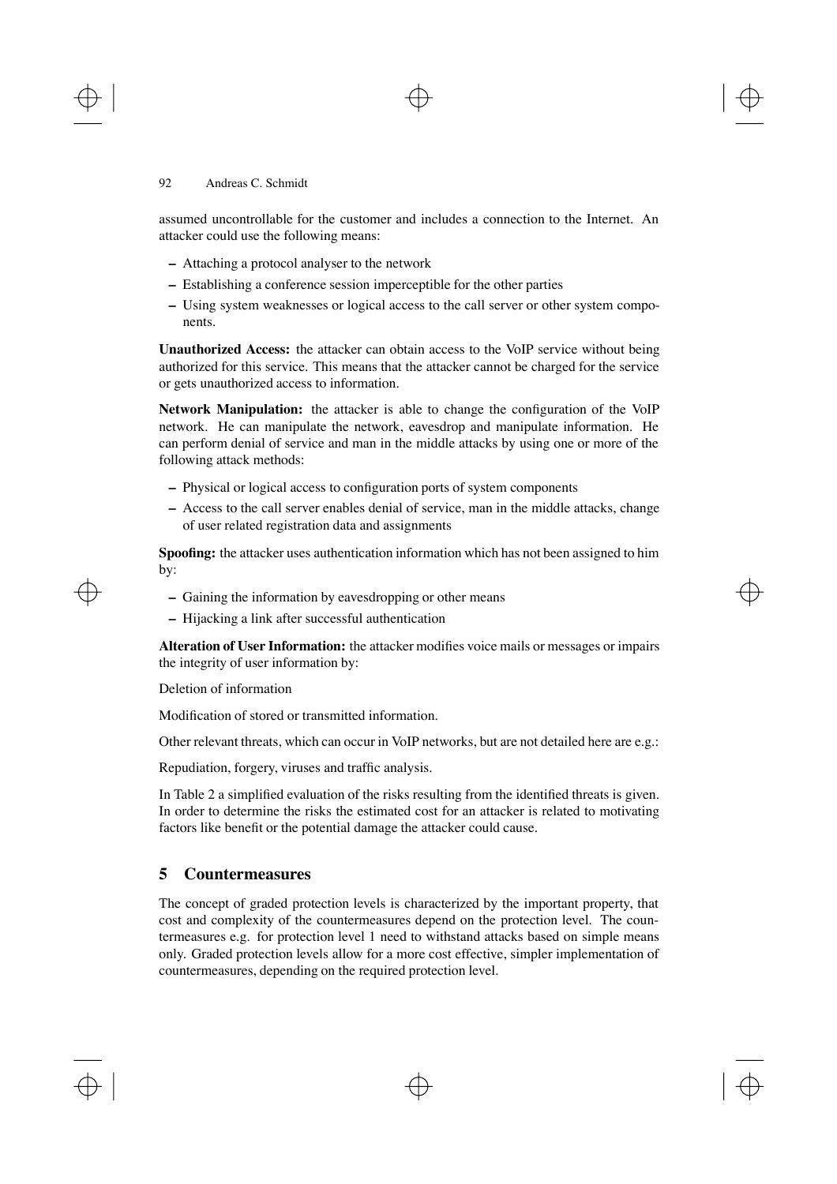assumed uncontrollable for the customer and includes a connection to the Internet. An attacker could use the following means:

- Attaching a protocol analyser to the network
- Establishing a conference session imperceptible for the other parties
- Using system weaknesses or logical access to the call server or other system components.

**Unauthorized Access:** the attacker can obtain access to the VoIP service without being authorized for this service. This means that the attacker cannot be charged for the service or gets unauthorized access to information.

**Network Manipulation:** the attacker is able to change the configuration of the VoIP network. He can manipulate the network, eavesdrop and manipulate information. He can perform denial of service and man in the middle attacks by using one or more of the following attack methods:

- Physical or logical access to configuration ports of system components
- Access to the call server enables denial of service, man in the middle attacks, change of user related registration data and assignments

**Spoofing:** the attacker uses authentication information which has not been assigned to him by:

- Gaining the information by eavesdropping or other means
- Hijacking a link after successful authentication

**Alteration of User Information:** the attacker modifies voice mails or messages or impairs the integrity of user information by:

Deletion of information

Modification of stored or transmitted information.

Other relevant threats, which can occur in VoIP networks, but are not detailed here are e.g.:

Repudiation, forgery, viruses and traffic analysis.

In Table 2 a simplified evaluation of the risks resulting from the identified threats is given. In order to determine the risks the estimated cost for an attacker is related to motivating factors like benefit or the potential damage the attacker could cause.

## 5 Countermeasures

The concept of graded protection levels is characterized by the important property, that cost and complexity of the countermeasures depend on the protection level. The countermeasures e.g. for protection level 1 need to withstand attacks based on simple means only. Graded protection levels allow for a more cost effective, simpler implementation of countermeasures, depending on the required protection level.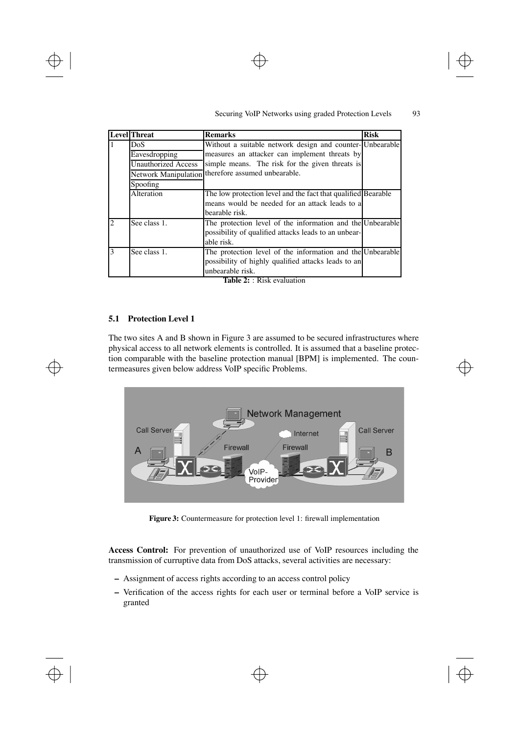| Level | Threat | Remarks | Risk |
|---|---|---|---|
| 1 | DoS<br>Eavesdropping<br>Unauthorized Access<br>Network Manipulation<br>Spoofing | Without a suitable network design and countermeasures an attacker can implement threats by simple means. The risk for the given threats is therefore assumed unbearable. | Unbearable |
| | Alteration | The low protection level and the fact that qualified means would be needed for an attack leads to a bearable risk. | Bearable |
| 2 | See class 1. | The protection level of the information and the possibility of qualified attacks leads to an unbearable risk. | Unbearable |
| 3 | See class 1. | The protection level of the information and the possibility of highly qualified attacks leads to an unbearable risk. | Unbearable |

**Table 2:** : Risk evaluation

### 5.1 Protection Level 1

The two sites A and B shown in Figure 3 are assumed to be secured infrastructures where physical access to all network elements is controlled. It is assumed that a baseline protection comparable with the baseline protection manual [BPM] is implemented. The countermeasures given below address VoIP specific Problems.

**Figure 3:** Countermeasure for protection level 1: firewall implementation

**Access Control:** For prevention of unauthorized use of VoIP resources including the transmission of curruptive data from DoS attacks, several activities are necessary:

- Assignment of access rights according to an access control policy
- Verification of the access rights for each user or terminal before a VoIP service is granted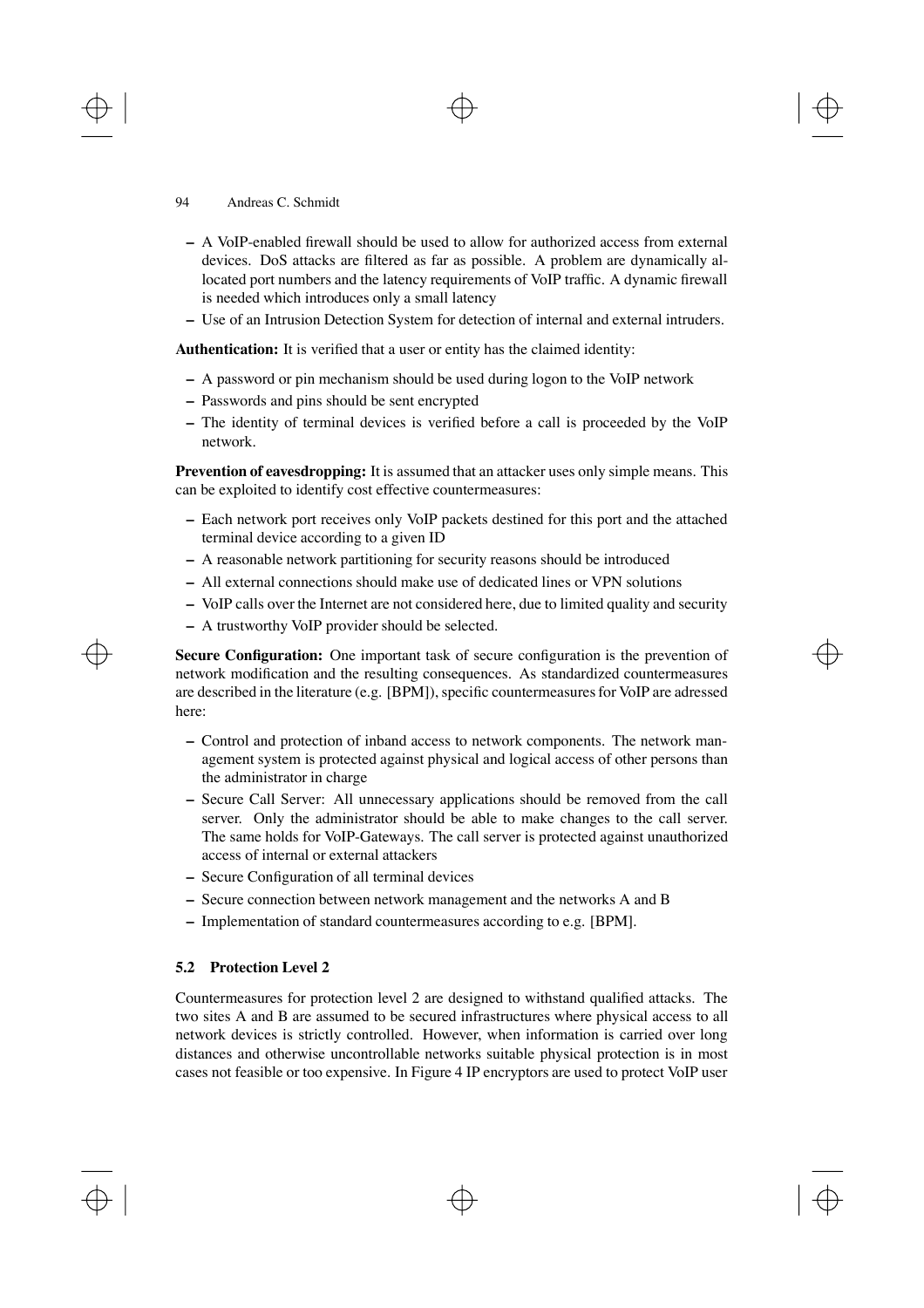- A VoIP-enabled firewall should be used to allow for authorized access from external devices. DoS attacks are filtered as far as possible. A problem are dynamically allocated port numbers and the latency requirements of VoIP traffic. A dynamic firewall is needed which introduces only a small latency
- Use of an Intrusion Detection System for detection of internal and external intruders.

**Authentication:** It is verified that a user or entity has the claimed identity:

- A password or pin mechanism should be used during logon to the VoIP network
- Passwords and pins should be sent encrypted
- The identity of terminal devices is verified before a call is proceeded by the VoIP network.

**Prevention of eavesdropping:** It is assumed that an attacker uses only simple means. This can be exploited to identify cost effective countermeasures:

- Each network port receives only VoIP packets destined for this port and the attached terminal device according to a given ID
- A reasonable network partitioning for security reasons should be introduced
- All external connections should make use of dedicated lines or VPN solutions
- VoIP calls over the Internet are not considered here, due to limited quality and security
- A trustworthy VoIP provider should be selected.

**Secure Configuration:** One important task of secure configuration is the prevention of network modification and the resulting consequences. As standardized countermeasures are described in the literature (e.g. [BPM]), specific countermeasures for VoIP are adressed here:

- Control and protection of inband access to network components. The network management system is protected against physical and logical access of other persons than the administrator in charge
- Secure Call Server: All unnecessary applications should be removed from the call server. Only the administrator should be able to make changes to the call server. The same holds for VoIP-Gateways. The call server is protected against unauthorized access of internal or external attackers
- Secure Configuration of all terminal devices
- Secure connection between network management and the networks A and B
- Implementation of standard countermeasures according to e.g. [BPM].

### 5.2 Protection Level 2

Countermeasures for protection level 2 are designed to withstand qualified attacks. The two sites A and B are assumed to be secured infrastructures where physical access to all network devices is strictly controlled. However, when information is carried over long distances and otherwise uncontrollable networks suitable physical protection is in most cases not feasible or too expensive. In Figure 4 IP encryptors are used to protect VoIP user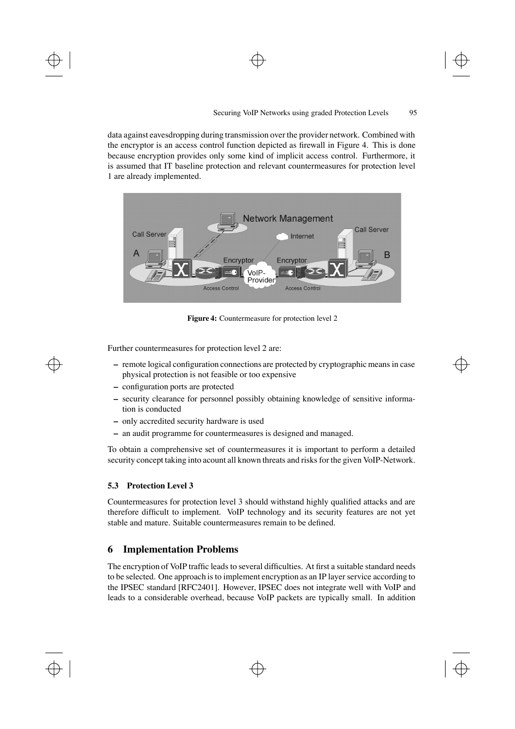data against eavesdropping during transmission over the provider network. Combined with the encryptor is an access control function depicted as firewall in Figure 4. This is done because encryption provides only some kind of implicit access control. Furthermore, it is assumed that IT baseline protection and relevant countermeasures for protection level 1 are already implemented.

**Figure 4:** Countermeasure for protection level 2

Further countermeasures for protection level 2 are:

- remote logical configuration connections are protected by cryptographic means in case physical protection is not feasible or too expensive
- configuration ports are protected
- security clearance for personnel possibly obtaining knowledge of sensitive information is conducted
- only accredited security hardware is used
- an audit programme for countermeasures is designed and managed.

To obtain a comprehensive set of countermeasures it is important to perform a detailed security concept taking into acount all known threats and risks for the given VoIP-Network.

### 5.3 Protection Level 3

Countermeasures for protection level 3 should withstand highly qualified attacks and are therefore difficult to implement. VoIP technology and its security features are not yet stable and mature. Suitable countermeasures remain to be defined.

## 6 Implementation Problems

The encryption of VoIP traffic leads to several difficulties. At first a suitable standard needs to be selected. One approach is to implement encryption as an IP layer service according to the IPSEC standard [RFC2401]. However, IPSEC does not integrate well with VoIP and leads to a considerable overhead, because VoIP packets are typically small. In addition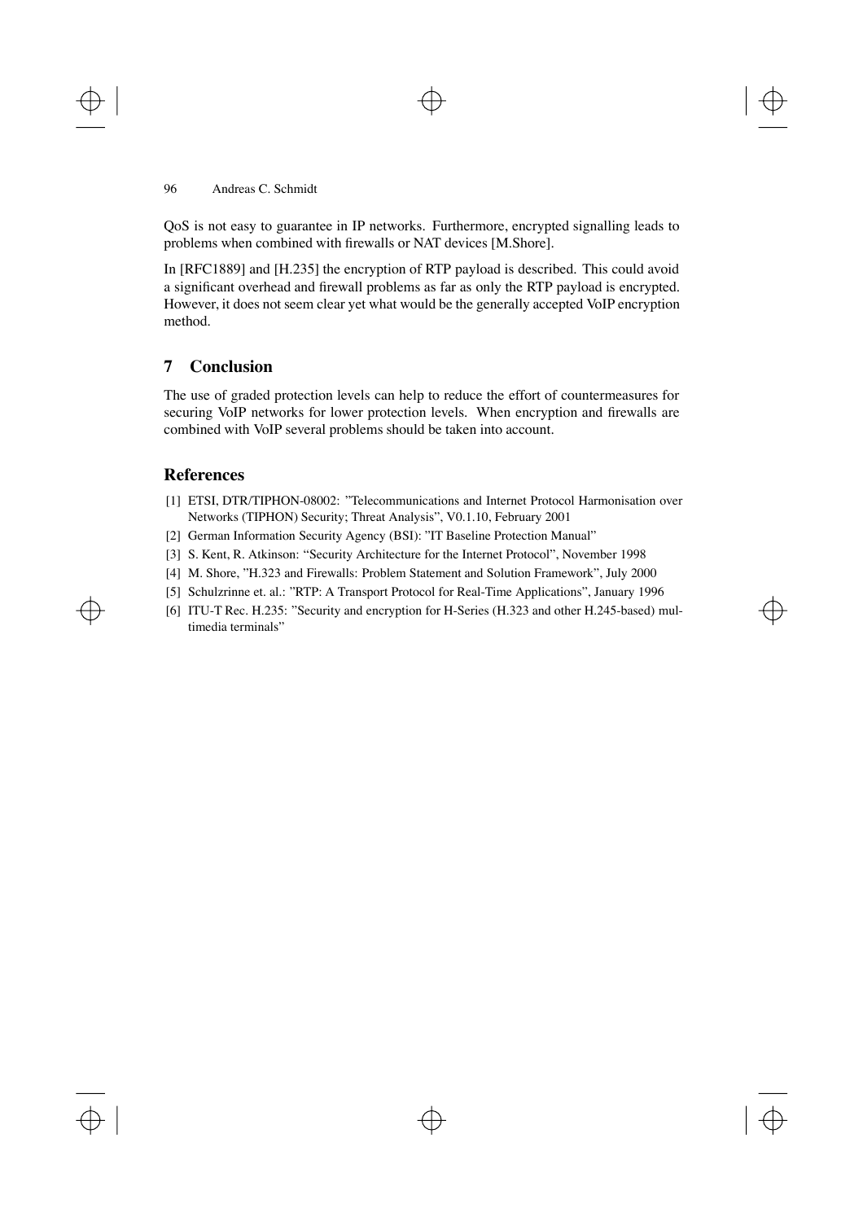QoS is not easy to guarantee in IP networks. Furthermore, encrypted signalling leads to problems when combined with firewalls or NAT devices [M.Shore].

In [RFC1889] and [H.235] the encryption of RTP payload is described. This could avoid a significant overhead and firewall problems as far as only the RTP payload is encrypted. However, it does not seem clear yet what would be the generally accepted VoIP encryption method.

## 7 Conclusion

The use of graded protection levels can help to reduce the effort of countermeasures for securing VoIP networks for lower protection levels. When encryption and firewalls are combined with VoIP several problems should be taken into account.

## References

[1] ETSI, DTR/TIPHON-08002: "Telecommunications and Internet Protocol Harmonisation over Networks (TIPHON) Security; Threat Analysis", V0.1.10, February 2001

[2] German Information Security Agency (BSI): "IT Baseline Protection Manual"

[3] S. Kent, R. Atkinson: "Security Architecture for the Internet Protocol", November 1998

[4] M. Shore, "H.323 and Firewalls: Problem Statement and Solution Framework", July 2000

[5] Schulzrinne et. al.: "RTP: A Transport Protocol for Real-Time Applications", January 1996

[6] ITU-T Rec. H.235: "Security and encryption for H-Series (H.323 and other H.245-based) multimedia terminals"